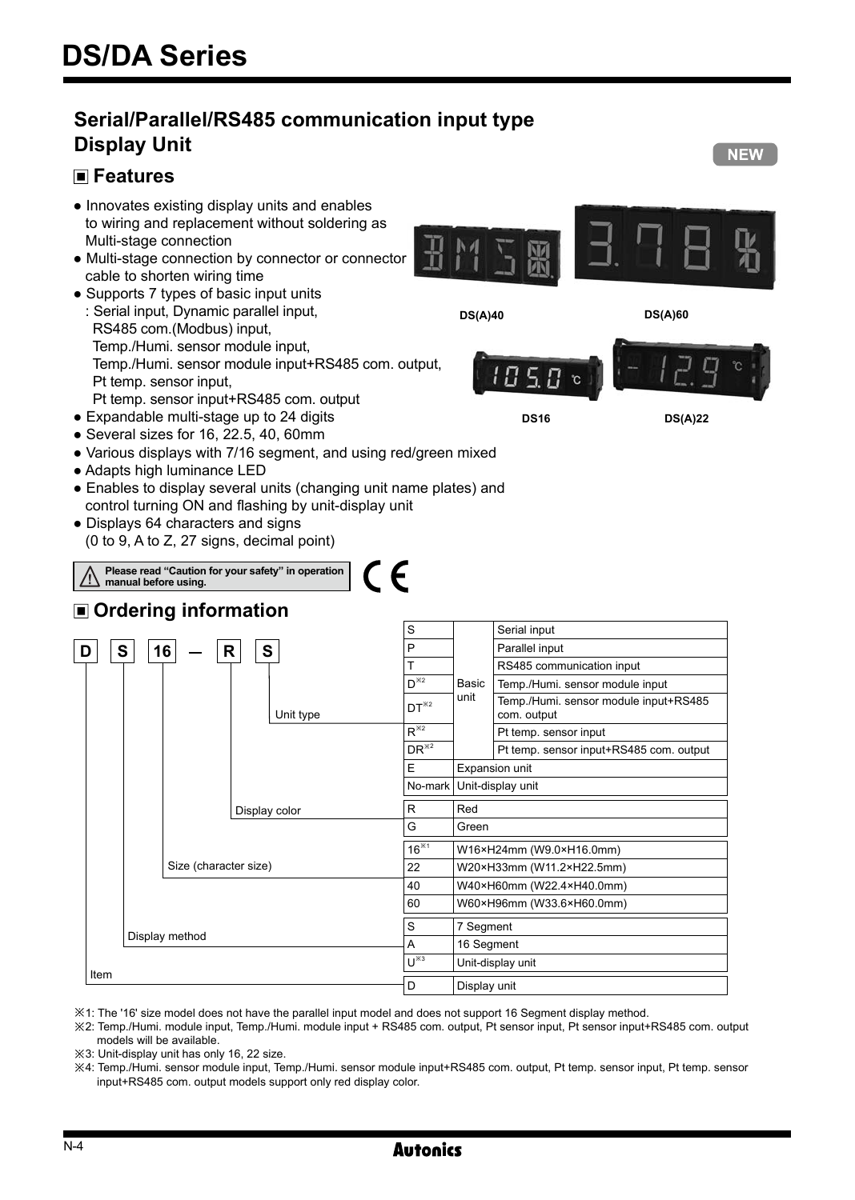# DS/DA Series

## Serial/Parallel/RS485 communication input type Display Unit

NEW

## ■ Features

- Innovates existing display units and enables to wiring and replacement without soldering as Multi-stage connection
- Multi-stage connection by connector or connector cable to shorten wiring time
- Supports 7 types of basic input units
  : Serial input, Dynamic parallel input, RS485 com.(Modbus) input, Temp./Humi. sensor module input, Temp./Humi. sensor module input+RS485 com. output, Pt temp. sensor input, Pt temp. sensor input+RS485 com. output
- Expandable multi-stage up to 24 digits
- Several sizes for 16, 22.5, 40, 60mm
- Various displays with 7/16 segment, and using red/green mixed
- Adapts high luminance LED
- Enables to display several units (changing unit name plates) and control turning ON and flashing by unit-display unit
- Displays 64 characters and signs (0 to 9, A to Z, 27 signs, decimal point)

DS(A)40 DS(A)60 DS16 DS(A)22

Please read "Caution for your safety" in operation manual before using.

## ■ Ordering information

D S 16 — R S

| Field | Code | | Description |
|---|---|---|---|
| Unit type | S | Basic unit | Serial input |
| | P | | Parallel input |
| | T | | RS485 communication input |
| | D※2 | | Temp./Humi. sensor module input |
| | DT※2 | | Temp./Humi. sensor module input+RS485 com. output |
| | R※2 | | Pt temp. sensor input |
| | DR※2 | | Pt temp. sensor input+RS485 com. output |
| | E | Expansion unit | |
| | No-mark | Unit-display unit | |
| Display color | R | Red | |
| | G | Green | |
| Size (character size) | 16※1 | W16×H24mm (W9.0×H16.0mm) | |
| | 22 | W20×H33mm (W11.2×H22.5mm) | |
| | 40 | W40×H60mm (W22.4×H40.0mm) | |
| | 60 | W60×H96mm (W33.6×H60.0mm) | |
| Display method | S | 7 Segment | |
| | A | 16 Segment | |
| | U※3 | Unit-display unit | |
| Item | D | Display unit | |

※1: The '16' size model does not have the parallel input model and does not support 16 Segment display method.
※2: Temp./Humi. module input, Temp./Humi. module input + RS485 com. output, Pt sensor input, Pt sensor input+RS485 com. output models will be available.
※3: Unit-display unit has only 16, 22 size.
※4: Temp./Humi. sensor module input, Temp./Humi. sensor module input+RS485 com. output, Pt temp. sensor input, Pt temp. sensor input+RS485 com. output models support only red display color.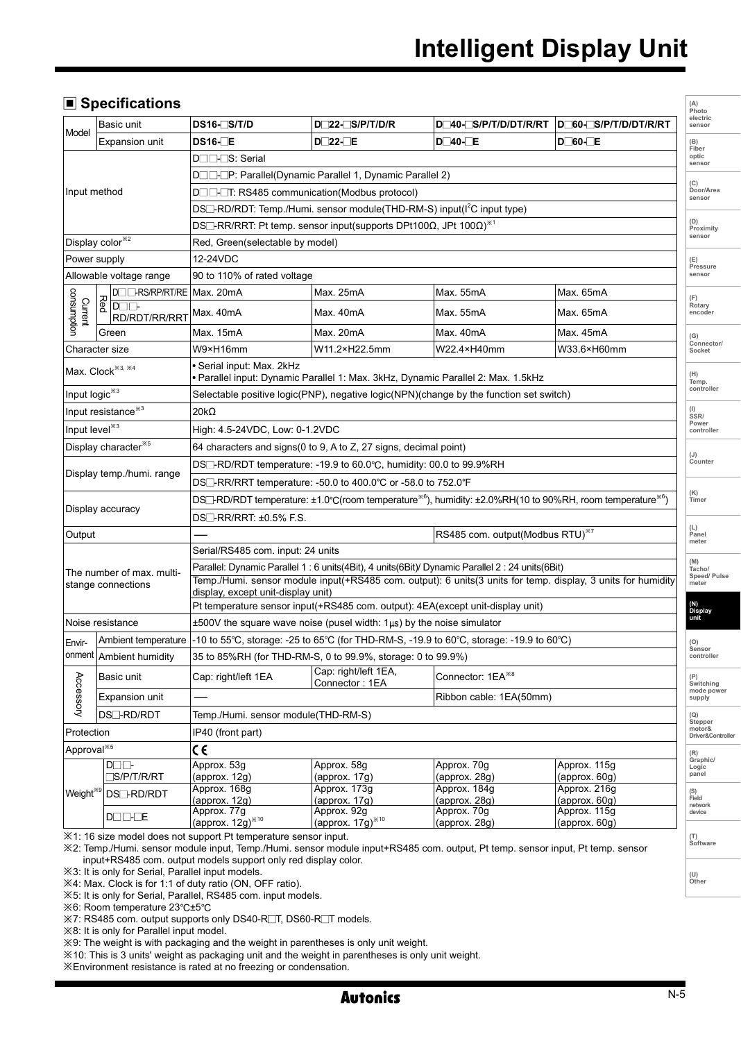## ■ Specifications

| Model | | DS16-□S/T/D | D□22-□S/P/T/D/R | D□40-□S/P/T/D/DT/R/RT | D□60-□S/P/T/D/DT/R/RT |
|---|---|---|---|---|---|
| Model | Basic unit | DS16-□S/T/D | D□22-□S/P/T/D/R | D□40-□S/P/T/D/DT/R/RT | D□60-□S/P/T/D/DT/R/RT |
| | Expansion unit | DS16-□E | D□22-□E | D□40-□E | D□60-□E |
| Input method | | D□□-□S: Serial | | | |
| | | D□□-□P: Parallel(Dynamic Parallel 1, Dynamic Parallel 2) | | | |
| | | D□□-□T: RS485 communication(Modbus protocol) | | | |
| | | DS□-RD/RDT: Temp./Humi. sensor module(THD-RM-S) input($I^2C$ input type) | | | |
| | | DS□-RR/RRT: Pt temp. sensor input(supports DPt100Ω, JPt 100Ω)※1 | | | |
| Display color※2 | | Red, Green(selectable by model) | | | |
| Power supply | | 12-24VDC | | | |
| Allowable voltage range | | 90 to 110% of rated voltage | | | |
| Current consumption | Red: D□□-RS/RP/RT/RE | Max. 20mA | Max. 25mA | Max. 55mA | Max. 65mA |
| | Red: D□□-RD/RDT/RR/RRT | Max. 40mA | Max. 40mA | Max. 55mA | Max. 65mA |
| | Green | Max. 15mA | Max. 20mA | Max. 40mA | Max. 45mA |
| Character size | | W9×H16mm | W11.2×H22.5mm | W22.4×H40mm | W33.6×H60mm |
| Max. Clock※3, ※4 | | • Serial input: Max. 2kHz<br>• Parallel input: Dynamic Parallel 1: Max. 3kHz, Dynamic Parallel 2: Max. 1.5kHz | | | |
| Input logic※3 | | Selectable positive logic(PNP), negative logic(NPN)(change by the function set switch) | | | |
| Input resistance※3 | | 20kΩ | | | |
| Input level※3 | | High: 4.5-24VDC, Low: 0-1.2VDC | | | |
| Display character※5 | | 64 characters and signs(0 to 9, A to Z, 27 signs, decimal point) | | | |
| Display temp./humi. range | | DS□-RD/RDT temperature: -19.9 to 60.0℃, humidity: 00.0 to 99.9%RH | | | |
| | | DS□-RR/RRT temperature: -50.0 to 400.0℃ or -58.0 to 752.0°F | | | |
| Display accuracy | | DS□-RD/RDT temperature: ±1.0℃(room temperature※6), humidity: ±2.0%RH(10 to 90%RH, room temperature※6) | | | |
| | | DS□-RR/RRT: ±0.5% F.S. | | | |
| Output | | ── | | RS485 com. output(Modbus RTU)※7 | |
| The number of max. multi-stange connections | | Serial/RS485 com. input: 24 units | | | |
| | | Parallel: Dynamic Parallel 1 : 6 units(4Bit), 4 units(6Bit)/ Dynamic Parallel 2 : 24 units(6Bit) | | | |
| | | Temp./Humi. sensor module input(+RS485 com. output): 6 units(3 units for temp. display, 3 units for humidity display, except unit-display unit) | | | |
| | | Pt temperature sensor input(+RS485 com. output): 4EA(except unit-display unit) | | | |
| Noise resistance | | ±500V the square wave noise (pusel width: 1μs) by the noise simulator | | | |
| Environment | Ambient temperature | -10 to 55℃, storage: -25 to 65℃ (for THD-RM-S, -19.9 to 60℃, storage: -19.9 to 60℃) | | | |
| | Ambient humidity | 35 to 85%RH (for THD-RM-S, 0 to 99.9%, storage: 0 to 99.9%) | | | |
| Accessory | Basic unit | Cap: right/left 1EA | Cap: right/left 1EA, Connector : 1EA | Connector: 1EA※8 | |
| | Expansion unit | ── | | Ribbon cable: 1EA(50mm) | |
| | DS□-RD/RDT | Temp./Humi. sensor module(THD-RM-S) | | | |
| Protection | | IP40 (front part) | | | |
| Approval※5 | | CE | | | |
| Weight※9 | D□□-□S/P/T/R/RT | Approx. 53g (approx. 12g) | Approx. 58g (approx. 17g) | Approx. 70g (approx. 28g) | Approx. 115g (approx. 60g) |
| | DS□-RD/RDT | Approx. 168g (approx. 12g) | Approx. 173g (approx. 17g) | Approx. 184g (approx. 28g) | Approx. 216g (approx. 60g) |
| | D□□-□E | Approx. 77g (approx. 12g)※10 | Approx. 92g (approx. 17g)※10 | Approx. 70g (approx. 28g) | Approx. 115g (approx. 60g) |

※1: 16 size model does not support Pt temperature sensor input.
※2: Temp./Humi. sensor module input, Temp./Humi. sensor module input+RS485 com. output, Pt temp. sensor input, Pt temp. sensor input+RS485 com. output models support only red display color.
※3: It is only for Serial, Parallel input models.
※4: Max. Clock is for 1:1 of duty ratio (ON, OFF ratio).
※5: It is only for Serial, Parallel, RS485 com. input models.
※6: Room temperature 23℃±5℃
※7: RS485 com. output supports only DS40-R□T, DS60-R□T models.
※8: It is only for Parallel input model.
※9: The weight is with packaging and the weight in parentheses is only unit weight.
※10: This is 3 units' weight as packaging unit and the weight in parentheses is only unit weight.
※Environment resistance is rated at no freezing or condensation.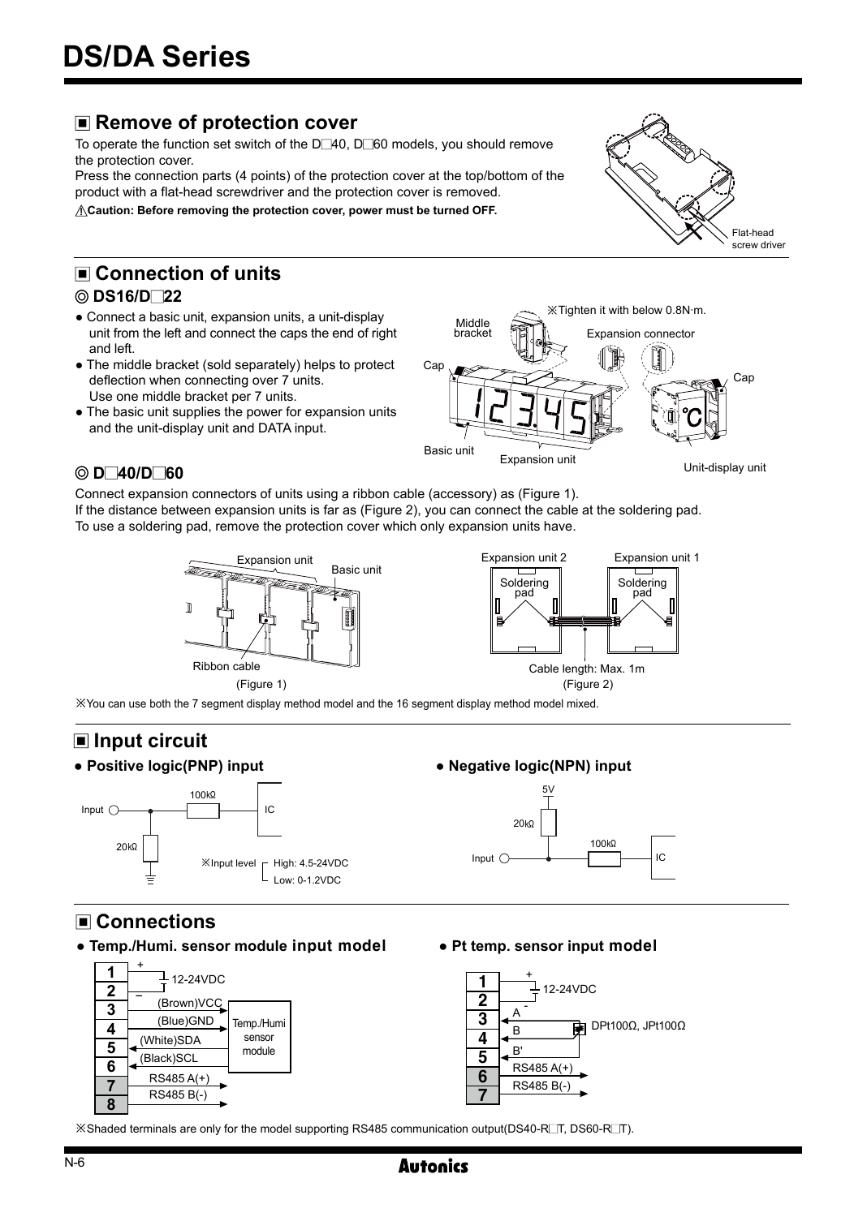# DS/DA Series

## ■ Remove of protection cover

To operate the function set switch of the D□40, D□60 models, you should remove the protection cover.

Press the connection parts (4 points) of the protection cover at the top/bottom of the product with a flat-head screwdriver and the protection cover is removed.

⚠**Caution: Before removing the protection cover, power must be turned OFF.**

Flat-head screw driver

## ■ Connection of units

### ◎ DS16/D□22

- Connect a basic unit, expansion units, a unit-display unit from the left and connect the caps the end of right and left.
- The middle bracket (sold separately) helps to protect deflection when connecting over 7 units. Use one middle bracket per 7 units.
- The basic unit supplies the power for expansion units and the unit-display unit and DATA input.

※Tighten it with below 0.8N·m.

Middle bracket, Expansion connector, Cap, Basic unit, Expansion unit, Unit-display unit

### ◎ D□40/D□60

Connect expansion connectors of units using a ribbon cable (accessory) as (Figure 1).

If the distance between expansion units is far as (Figure 2), you can connect the cable at the soldering pad.

To use a soldering pad, remove the protection cover which only expansion units have.

Expansion unit, Basic unit, Ribbon cable

(Figure 1)

Expansion unit 2, Expansion unit 1, Soldering pad, Cable length: Max. 1m

(Figure 2)

※You can use both the 7 segment display method model and the 16 segment display method model mixed.

## ■ Input circuit

- **Positive logic(PNP) input**

Input — 100kΩ — IC; 20kΩ to ground

※Input level: High: 4.5-24VDC, Low: 0-1.2VDC

- **Negative logic(NPN) input**

5V — 20kΩ; Input — 100kΩ — IC

## ■ Connections

- **Temp./Humi. sensor module input model**

| Terminal | Connection |
|---|---|
| 1 | + 12-24VDC |
| 2 | − 12-24VDC |
| 3 | (Brown)VCC — Temp./Humi sensor module |
| 4 | (Blue)GND — Temp./Humi sensor module |
| 5 | (White)SDA — Temp./Humi sensor module |
| 6 | (Black)SCL — Temp./Humi sensor module |
| 7 | RS485 A(+) |
| 8 | RS485 B(-) |

- **Pt temp. sensor input model**

| Terminal | Connection |
|---|---|
| 1 | + 12-24VDC |
| 2 | - 12-24VDC |
| 3 | A — DPt100Ω, JPt100Ω |
| 4 | B — DPt100Ω, JPt100Ω |
| 5 | B' — DPt100Ω, JPt100Ω |
| 6 | RS485 A(+) |
| 7 | RS485 B(-) |

※Shaded terminals are only for the model supporting RS485 communication output(DS40-R□T, DS60-R□T).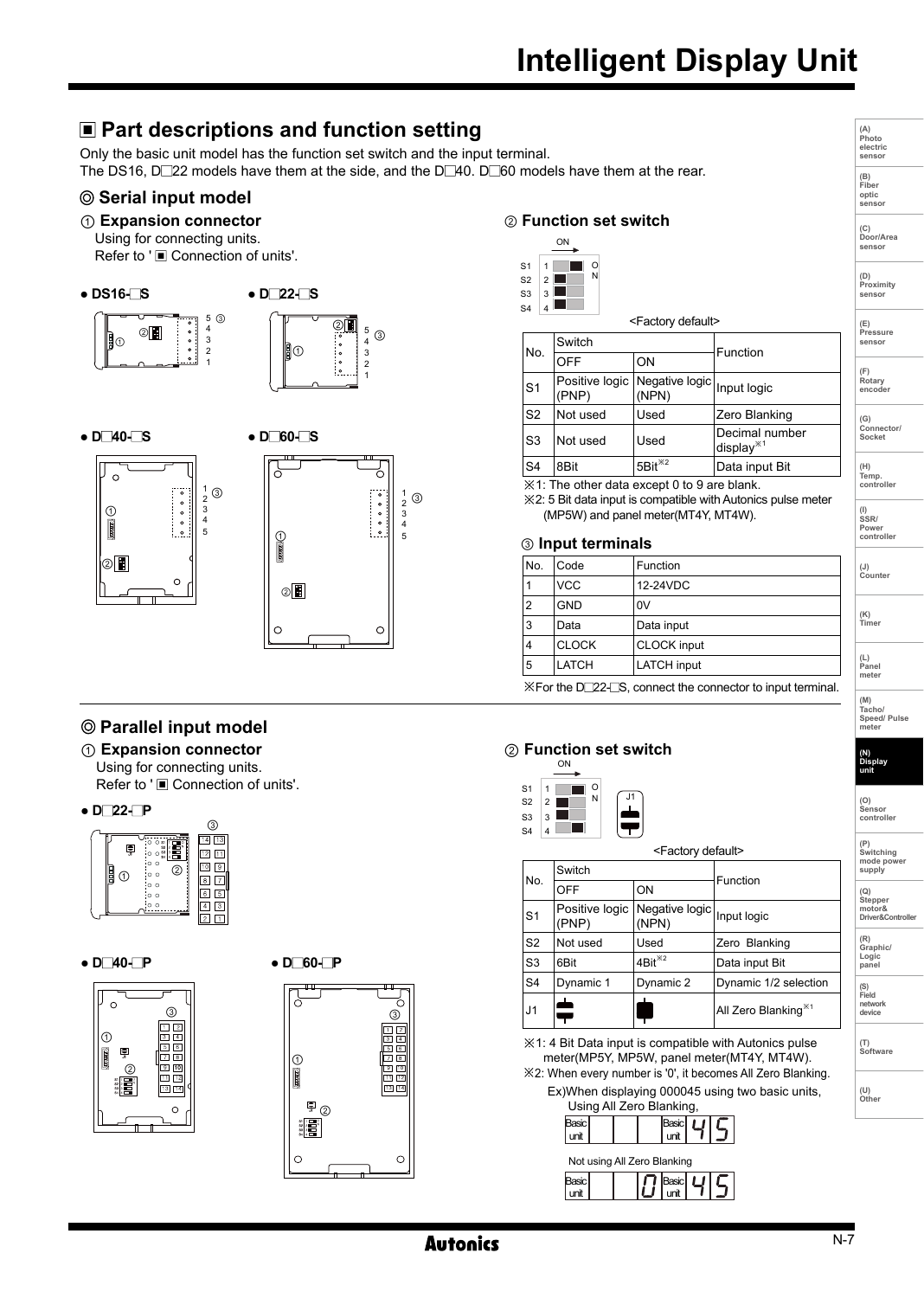# Intelligent Display Unit

## ■ Part descriptions and function setting

Only the basic unit model has the function set switch and the input terminal.
The DS16, D□22 models have them at the side, and the D□40. D□60 models have them at the rear.

### ◎ Serial input model

#### ① Expansion connector

Using for connecting units.
Refer to '■ Connection of units'.

- ● DS16-□S
- ● D□22-□S
- ● D□40-□S
- ● D□60-□S

#### ② Function set switch

<Factory default>

| No. | Switch | | Function |
|---|---|---|---|
| | OFF | ON | |
| S1 | Positive logic (PNP) | Negative logic (NPN) | Input logic |
| S2 | Not used | Used | Zero Blanking |
| S3 | Not used | Used | Decimal number display※1 |
| S4 | 8Bit | 5Bit※2 | Data input Bit |

※1: The other data except 0 to 9 are blank.
※2: 5 Bit data input is compatible with Autonics pulse meter (MP5W) and panel meter(MT4Y, MT4W).

#### ③ Input terminals

| No. | Code | Function |
|---|---|---|
| 1 | VCC | 12-24VDC |
| 2 | GND | 0V |
| 3 | Data | Data input |
| 4 | CLOCK | CLOCK input |
| 5 | LATCH | LATCH input |

※For the D□22-□S, connect the connector to input terminal.

### ◎ Parallel input model

#### ① Expansion connector

Using for connecting units.
Refer to '■ Connection of units'.

- ● D□22-□P
- ● D□40-□P
- ● D□60-□P

#### ② Function set switch

<Factory default>

| No. | Switch | | Function |
|---|---|---|---|
| | OFF | ON | |
| S1 | Positive logic (PNP) | Negative logic (NPN) | Input logic |
| S2 | Not used | Used | Zero Blanking |
| S3 | 6Bit | 4Bit※2 | Data input Bit |
| S4 | Dynamic 1 | Dynamic 2 | Dynamic 1/2 selection |
| J1 | | | All Zero Blanking※1 |

※1: 4 Bit Data input is compatible with Autonics pulse meter(MP5Y, MP5W, panel meter(MT4Y, MT4W).
※2: When every number is '0', it becomes All Zero Blanking.

Ex)When displaying 000045 using two basic units,
Using All Zero Blanking,

Basic unit | | | | Basic unit | 4 | 5

Not using All Zero Blanking

Basic unit | | | 0 | Basic unit | 4 | 5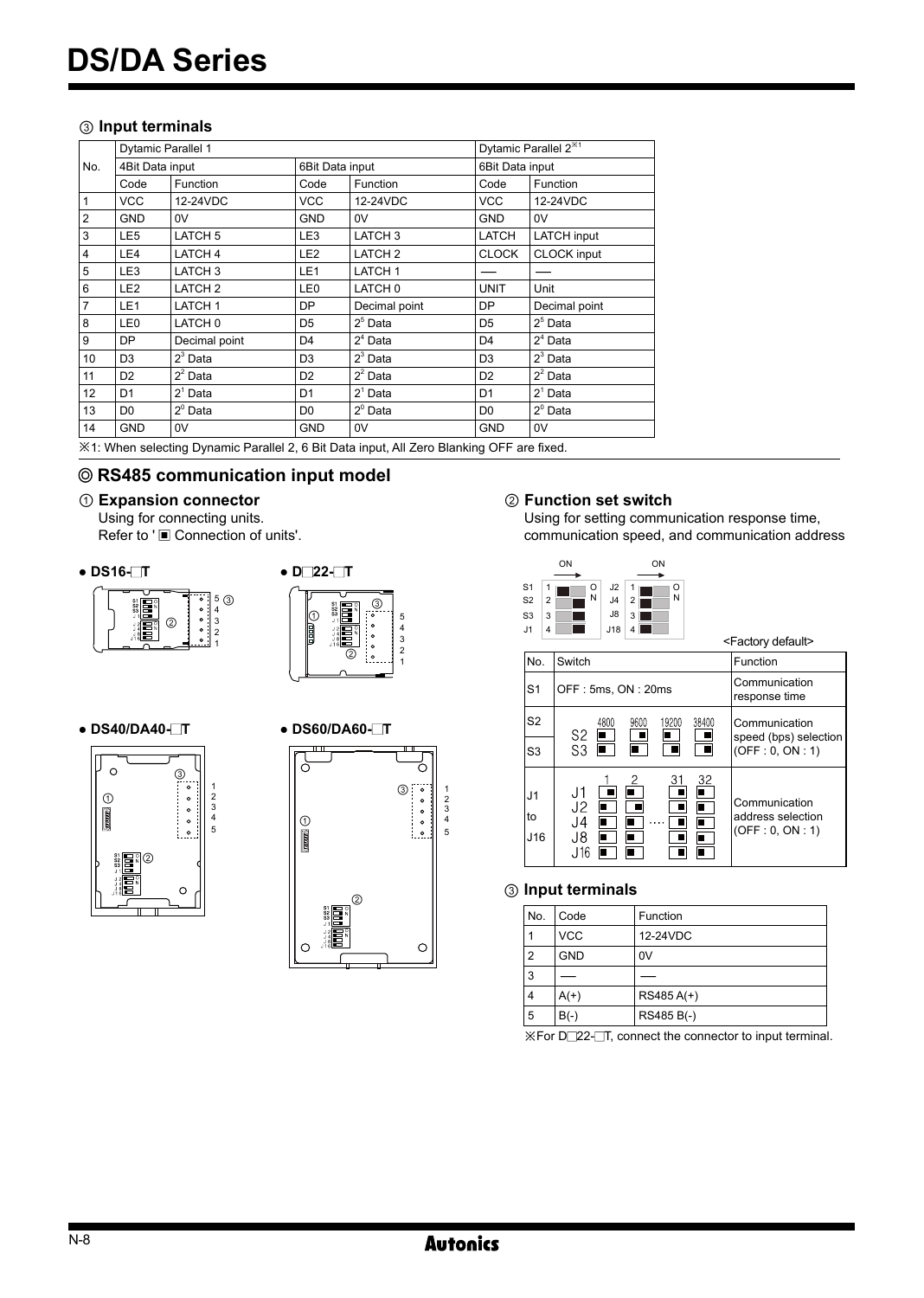# DS/DA Series

### ③ Input terminals

| No. | Dytamic Parallel 1 | | | | Dytamic Parallel 2※1 | |
|---|---|---|---|---|---|---|
| | 4Bit Data input | | 6Bit Data input | | 6Bit Data input | |
| | Code | Function | Code | Function | Code | Function |
| 1 | VCC | 12-24VDC | VCC | 12-24VDC | VCC | 12-24VDC |
| 2 | GND | 0V | GND | 0V | GND | 0V |
| 3 | LE5 | LATCH 5 | LE3 | LATCH 3 | LATCH | LATCH input |
| 4 | LE4 | LATCH 4 | LE2 | LATCH 2 | CLOCK | CLOCK input |
| 5 | LE3 | LATCH 3 | LE1 | LATCH 1 | — | — |
| 6 | LE2 | LATCH 2 | LE0 | LATCH 0 | UNIT | Unit |
| 7 | LE1 | LATCH 1 | DP | Decimal point | DP | Decimal point |
| 8 | LE0 | LATCH 0 | D5 | $2^5$ Data | D5 | $2^5$ Data |
| 9 | DP | Decimal point | D4 | $2^4$ Data | D4 | $2^4$ Data |
| 10 | D3 | $2^3$ Data | D3 | $2^3$ Data | D3 | $2^3$ Data |
| 11 | D2 | $2^2$ Data | D2 | $2^2$ Data | D2 | $2^2$ Data |
| 12 | D1 | $2^1$ Data | D1 | $2^1$ Data | D1 | $2^1$ Data |
| 13 | D0 | $2^0$ Data | D0 | $2^0$ Data | D0 | $2^0$ Data |
| 14 | GND | 0V | GND | 0V | GND | 0V |

※1: When selecting Dynamic Parallel 2, 6 Bit Data input, All Zero Blanking OFF are fixed.

## ◎ RS485 communication input model

### ① Expansion connector

Using for connecting units.
Refer to '▣ Connection of units'.

- DS16-□T
- D□22-□T
- DS40/DA40-□T
- DS60/DA60-□T

### ② Function set switch

Using for setting communication response time, communication speed, and communication address

<Factory default>

| No. | Switch | Function |
|---|---|---|
| S1 | OFF : 5ms, ON : 20ms | Communication response time |
| S2 | 4800 / 9600 / 19200 / 38400 | Communication speed (bps) selection (OFF : 0, ON : 1) |
| S3 | | |
| J1 to J16 | 1 / 2 / .... / 31 / 32 | Communication address selection (OFF : 0, ON : 1) |

### ③ Input terminals

| No. | Code | Function |
|---|---|---|
| 1 | VCC | 12-24VDC |
| 2 | GND | 0V |
| 3 | — | — |
| 4 | A(+) | RS485 A(+) |
| 5 | B(-) | RS485 B(-) |

※For D□22-□T, connect the connector to input terminal.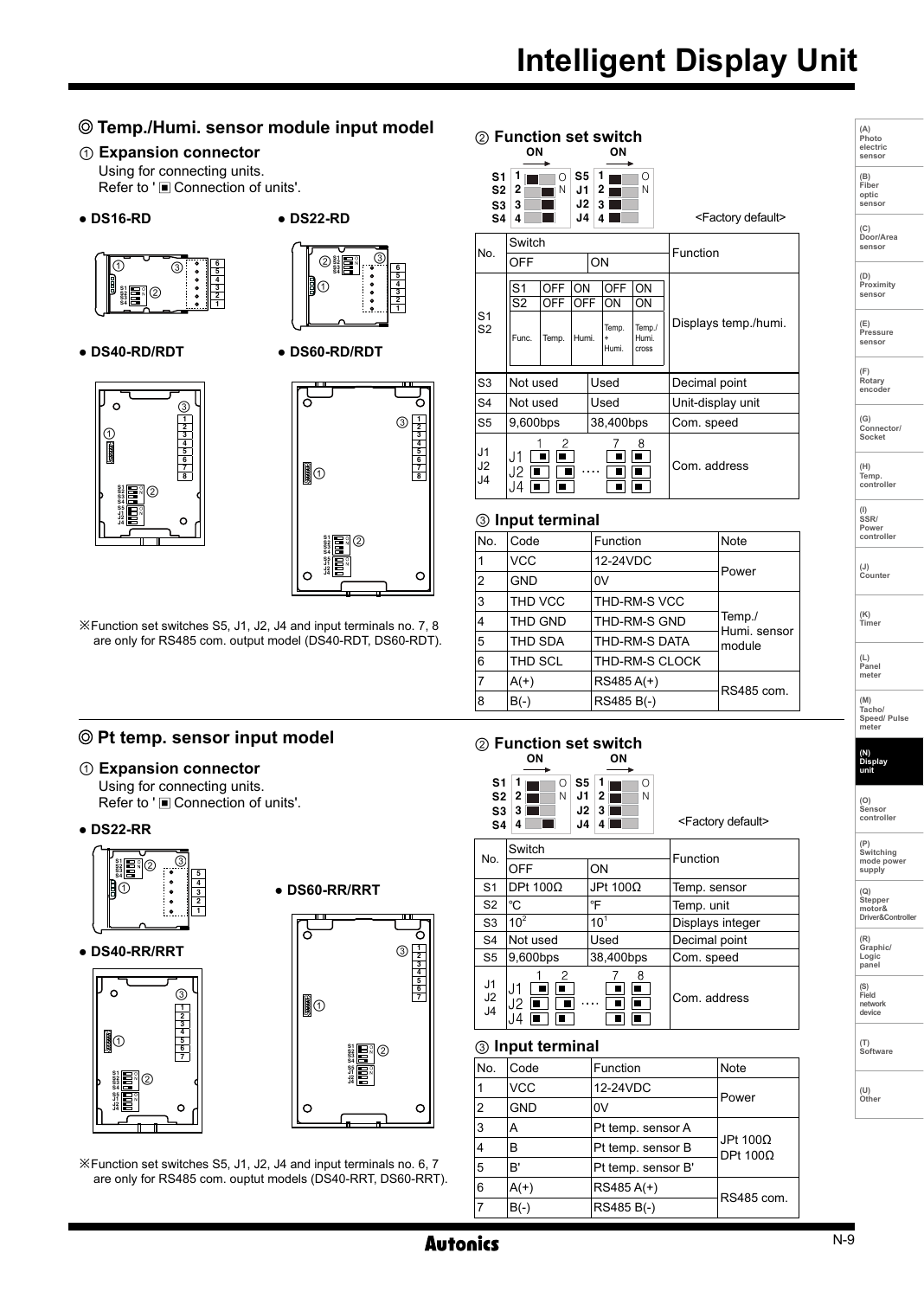# Intelligent Display Unit

## ◎ Temp./Humi. sensor module input model

### ① Expansion connector

Using for connecting units.
Refer to '■ Connection of units'.

- DS16-RD
- DS22-RD
- DS40-RD/RDT
- DS60-RD/RDT

※Function set switches S5, J1, J2, J4 and input terminals no. 7, 8 are only for RS485 com. output model (DS40-RDT, DS60-RDT).

### ② Function set switch

<Factory default>

| No. | Switch | | Function |
|---|---|---|---|
| | OFF | ON | |
| S1 S2 | S1: OFF / S2: OFF — Func.: Temp.; S1: ON / S2: OFF — Humi.; S1: OFF / S2: ON — Temp. + Humi.; S1: ON / S2: ON — Temp./Humi. cross | | Displays temp./humi. |
| S3 | Not used | Used | Decimal point |
| S4 | Not used | Used | Unit-display unit |
| S5 | 9,600bps | 38,400bps | Com. speed |
| J1 J2 J4 | J1, J2, J4 settings 1, 2 .... 7, 8 | | Com. address |

### ③ Input terminal

| No. | Code | Function | Note |
|---|---|---|---|
| 1 | VCC | 12-24VDC | Power |
| 2 | GND | 0V | |
| 3 | THD VCC | THD-RM-S VCC | Temp./ Humi. sensor module |
| 4 | THD GND | THD-RM-S GND | |
| 5 | THD SDA | THD-RM-S DATA | |
| 6 | THD SCL | THD-RM-S CLOCK | |
| 7 | A(+) | RS485 A(+) | RS485 com. |
| 8 | B(-) | RS485 B(-) | |

## ◎ Pt temp. sensor input model

### ① Expansion connector

Using for connecting units.
Refer to '■ Connection of units'.

- DS22-RR
- DS60-RR/RRT
- DS40-RR/RRT

※Function set switches S5, J1, J2, J4 and input terminals no. 6, 7 are only for RS485 com. ouptut models (DS40-RRT, DS60-RRT).

### ② Function set switch

<Factory default>

| No. | Switch | | Function |
|---|---|---|---|
| | OFF | ON | |
| S1 | DPt 100Ω | JPt 100Ω | Temp. sensor |
| S2 | ℃ | ℉ | Temp. unit |
| S3 | $10^2$ | $10^1$ | Displays integer |
| S4 | Not used | Used | Decimal point |
| S5 | 9,600bps | 38,400bps | Com. speed |
| J1 J2 J4 | J1, J2, J4 settings 1, 2 .... 7, 8 | | Com. address |

### ③ Input terminal

| No. | Code | Function | Note |
|---|---|---|---|
| 1 | VCC | 12-24VDC | Power |
| 2 | GND | 0V | |
| 3 | A | Pt temp. sensor A | JPt 100Ω DPt 100Ω |
| 4 | B | Pt temp. sensor B | |
| 5 | B' | Pt temp. sensor B' | |
| 6 | A(+) | RS485 A(+) | RS485 com. |
| 7 | B(-) | RS485 B(-) | |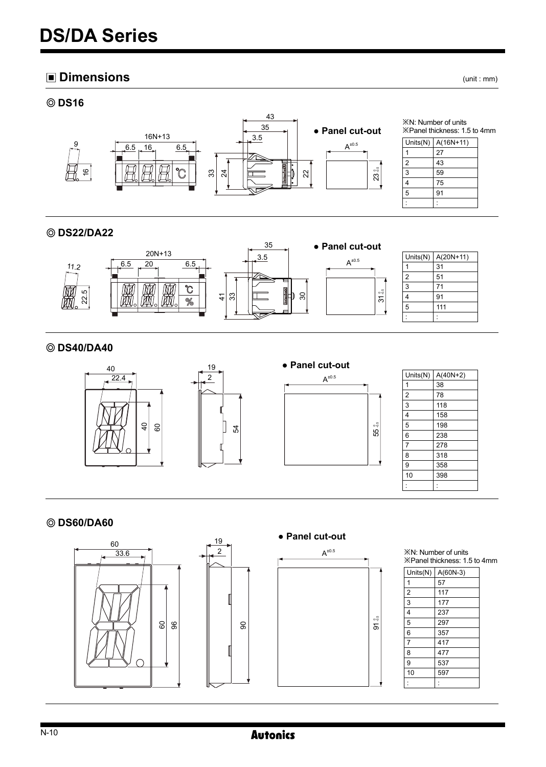# DS/DA Series

## ■ Dimensions

(unit : mm)

### ◎ DS16

● Panel cut-out

※N: Number of units
※Panel thickness: 1.5 to 4mm

| Units(N) | A(16N+11) |
| --- | --- |
| 1 | 27 |
| 2 | 43 |
| 3 | 59 |
| 4 | 75 |
| 5 | 91 |
| : | : |

### ◎ DS22/DA22

● Panel cut-out

| Units(N) | A(20N+11) |
| --- | --- |
| 1 | 31 |
| 2 | 51 |
| 3 | 71 |
| 4 | 91 |
| 5 | 111 |
| : | : |

### ◎ DS40/DA40

● Panel cut-out

| Units(N) | A(40N+2) |
| --- | --- |
| 1 | 38 |
| 2 | 78 |
| 3 | 118 |
| 4 | 158 |
| 5 | 198 |
| 6 | 238 |
| 7 | 278 |
| 8 | 318 |
| 9 | 358 |
| 10 | 398 |
| : | : |

### ◎ DS60/DA60

● Panel cut-out

※N: Number of units
※Panel thickness: 1.5 to 4mm

| Units(N) | A(60N-3) |
| --- | --- |
| 1 | 57 |
| 2 | 117 |
| 3 | 177 |
| 4 | 237 |
| 5 | 297 |
| 6 | 357 |
| 7 | 417 |
| 8 | 477 |
| 9 | 537 |
| 10 | 597 |
| : | : |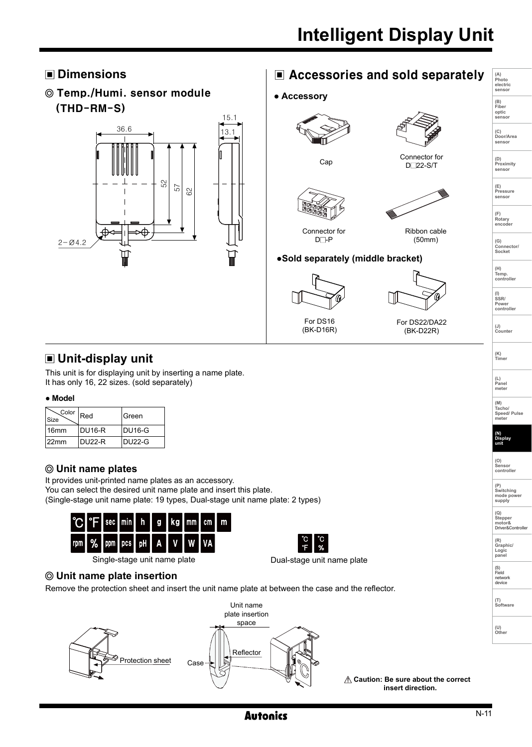## Dimensions

### ◎ Temp./Humi. sensor module (THD-RM-S)

36.6

15.1

13.1

52

57

62

2-Ø4.2

## Accessories and sold separately

● **Accessory**

Cap

Connector for D□22-S/T

Connector for D□-P

Ribbon cable (50mm)

●**Sold separately (middle bracket)**

For DS16 (BK-D16R)

For DS22/DA22 (BK-D22R)

## Unit-display unit

This unit is for displaying unit by inserting a name plate.
It has only 16, 22 sizes. (sold separately)

● **Model**

| Size \ Color | Red | Green |
|---|---|---|
| 16mm | DU16-R | DU16-G |
| 22mm | DU22-R | DU22-G |

### ◎ Unit name plates

It provides unit-printed name plates as an accessory.
You can select the desired unit name plate and insert this plate.
(Single-stage unit name plate: 19 types, Dual-stage unit name plate: 2 types)

℃ ℉ sec min h g kg mm cm m

rpm % ppm pcs pH A V W VA

Single-stage unit name plate

℃/℉ ℃/%

Dual-stage unit name plate

### ◎ Unit name plate insertion

Remove the protection sheet and insert the unit name plate at between the case and the reflector.

Protection sheet

Unit name plate insertion space

Case

Reflector

⚠ **Caution: Be sure about the correct insert direction.**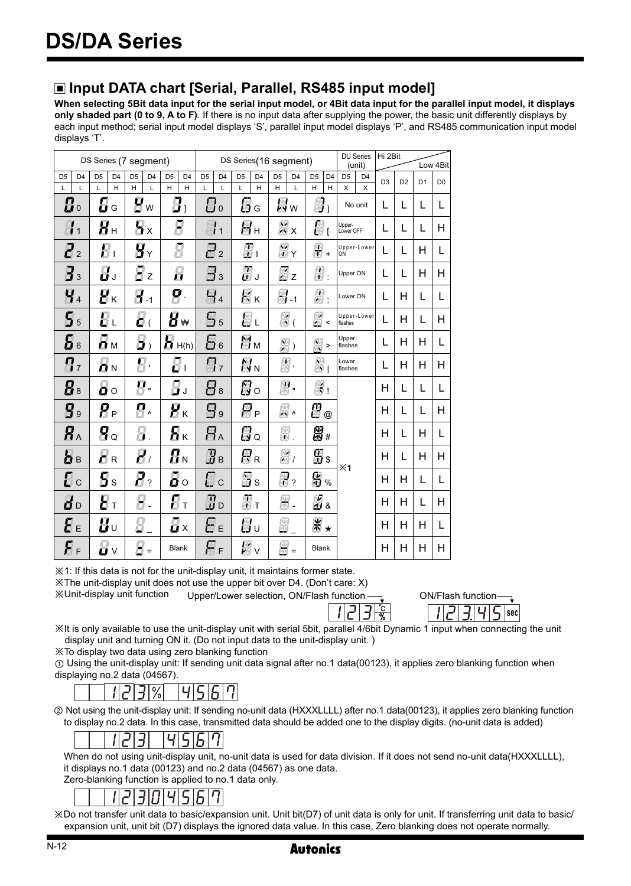# DS/DA Series

## ▣ Input DATA chart [Serial, Parallel, RS485 input model]

**When selecting 5Bit data input for the serial input model, or 4Bit data input for the parallel input model, it displays only shaded part (0 to 9, A to F)**. If there is no input data after supplying the power, the basic unit differently displays by each input method; serial input model displays 'S', parallel input model displays 'P', and RS485 communication input model displays 'T'.

| DS Series (7 segment) | | | | DS Series(16 segment) | | | | DU Series (unit) | Hi 2Bit | | Low 4Bit | |
|---|---|---|---|---|---|---|---|---|---|---|---|---|
| D5 L, D4 L | D5 L, D4 H | D5 H, D4 L | D5 H, D4 H | D5 L, D4 L | D5 L, D4 H | D5 H, D4 L | D5 H, D4 H | D5 X, D4 X | D3 | D2 | D1 | D0 |
| 0 | G | W | ] | 0 | G | W | ] | No unit | L | L | L | L |
| 1 | H | X | | 1 | H | X | [ | Upper-Lower OFF | L | L | L | H |
| 2 | I | Y | | 2 | I | Y | + | Upper-Lower ON | L | L | H | L |
| 3 | J | Z | | 3 | J | Z | : | Upper ON | L | L | H | H |
| 4 | K | -1 | ° | 4 | K | -1 | ; | Lower ON | L | H | L | L |
| 5 | L | ( | ₩ | 5 | L | ( | < | Upper-Lower flashes | L | H | L | H |
| 6 | M | ) | H(h) | 6 | M | ) | > | Upper flashes | L | H | H | L |
| 7 | N | ' | I | 7 | N | ' | \| | Lower flashes | L | H | H | H |
| 8 | O | " | J | 8 | O | " | ! | ※1 | H | L | L | L |
| 9 | P | ^ | K | 9 | P | ^ | @ | | H | L | L | H |
| A | Q | . | K | A | Q | . | # | | H | L | H | L |
| B | R | / | N | B | R | / | $ | | H | L | H | H |
| C | S | ? | O | C | S | ? | % | | H | H | L | L |
| D | T | - | T | D | T | - | & | | H | H | L | H |
| E | U | _ | X | E | U | _ | ★ | | H | H | H | L |
| F | V | = | Blank | F | V | = | Blank | | H | H | H | H |

※1: If this data is not for the unit-display unit, it maintains former state.

※The unit-display unit does not use the upper bit over D4. (Don't care: X)

※Unit-display unit function — Upper/Lower selection, ON/Flash function: 123 ℃ % — ON/Flash function: 123.45 sec

※It is only available to use the unit-display unit with serial 5bit, parallel 4/6bit Dynamic 1 input when connecting the unit display unit and turning ON it. (Do not input data to the unit-display unit. )

※To display two data using zero blanking function

① Using the unit-display unit: If sending unit data signal after no.1 data(00123), it applies zero blanking function when displaying no.2 data (04567).

123% 4567

② Not using the unit-display unit: If sending no-unit data (HXXXLLLL) after no.1 data(00123), it applies zero blanking function to display no.2 data. In this case, transmitted data should be added one to the display digits. (no-unit data is added)

123 4567

When do not using unit-display unit, no-unit data is used for data division. If it does not send no-unit data(HXXXLLLL), it displays no.1 data (00123) and no.2 data (04567) as one data.
Zero-blanking function is applied to no.1 data only.

12304567

※Do not transfer unit data to basic/expansion unit. Unit bit(D7) of unit data is only for unit. If transferring unit data to basic/ expansion unit, unit bit (D7) displays the ignored data value. In this case, Zero blanking does not operate normally.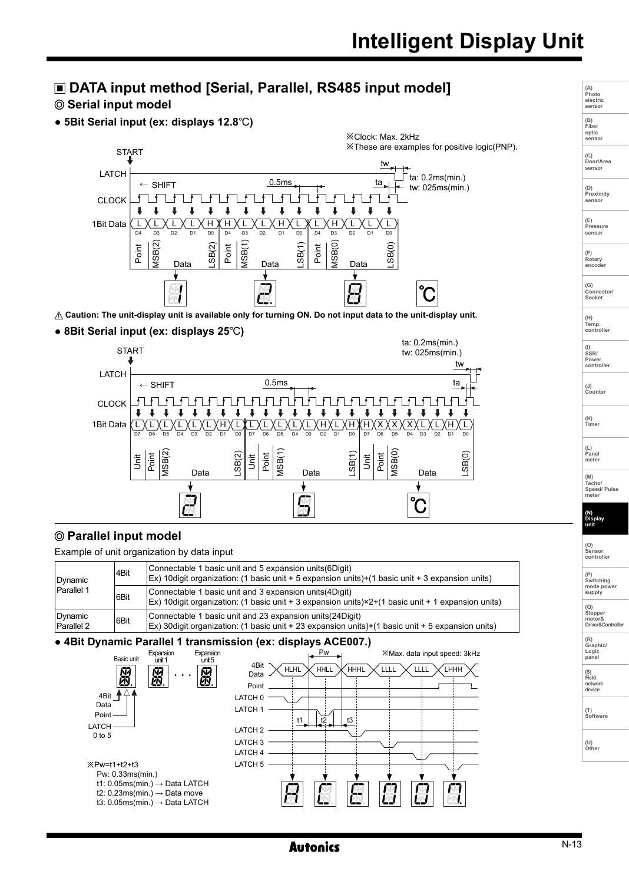## ▣ DATA input method [Serial, Parallel, RS485 input model]

### ◎ Serial input model

**● 5Bit Serial input (ex: displays 12.8℃)**

※Clock: Max. 2kHz
※These are examples for positive logic(PNP).

START
LATCH
← SHIFT
0.5ms
tw
ta
ta: 0.2ms(min.)
tw: 025ms(min.)
CLOCK

| 1Bit Data | L | L | L | L | H | H | L | L | H | L | L | H | L | L | L |
|---|---|---|---|---|---|---|---|---|---|---|---|---|---|---|---|
| | D4 | D3 | D2 | D1 | D0 | D4 | D3 | D2 | D1 | D0 | D4 | D3 | D2 | D1 | D0 |
| | Point | MSB(2) | Data | | LSB(2) | Point | MSB(1) | Data | | LSB(1) | Point | MSB(0) | Data | | LSB(0) |

Display: 1 / 2. / 8 / ℃

⚠ **Caution: The unit-display unit is available only for turning ON. Do not input data to the unit-display unit.**

**● 8Bit Serial input (ex: displays 25℃)**

ta: 0.2ms(min.)
tw: 025ms(min.)

START
LATCH
← SHIFT
0.5ms
tw
ta
CLOCK

| 1Bit Data | L | L | L | L | L | L | H | L | L | L | L | L | L | H | L | H | H | X | X | X | L | L | H | L |
|---|---|---|---|---|---|---|---|---|---|---|---|---|---|---|---|---|---|---|---|---|---|---|---|---|
| | D7 | D6 | D5 | D4 | D3 | D2 | D1 | D0 | D7 | D6 | D5 | D4 | D3 | D2 | D1 | D0 | D7 | D6 | D5 | D4 | D3 | D2 | D1 | D0 |
| | Unit | Point | MSB(2) | Data | | | | LSB(2) | Unit | Point | MSB(1) | Data | | | | LSB(1) | Unit | Point | MSB(0) | Data | | | | LSB(0) |

Display: 2 / 5 / ℃

### ◎ Parallel input model

Example of unit organization by data input

| | | |
|---|---|---|
| Dynamic Parallel 1 | 4Bit | Connectable 1 basic unit and 5 expansion units(6Digit)<br>Ex) 10digit organization: (1 basic unit + 5 expansion units)+(1 basic unit + 3 expansion units) |
| | 6Bit | Connectable 1 basic unit and 3 expansion units(4Digit)<br>Ex) 10digit organization: (1 basic unit + 3 expansion units)×2+(1 basic unit + 1 expansion units) |
| Dynamic Parallel 2 | 6Bit | Connectable 1 basic unit and 23 expansion units(24Digit)<br>Ex) 30digit organization: (1 basic unit + 23 expansion units)+(1 basic unit + 5 expansion units) |

**● 4Bit Dynamic Parallel 1 transmission (ex: displays ACE007.)**

Basic unit, Expansion unit 1 ... Expansion unit 5

4Bit Data
Point
LATCH 0 to 5

※Max. data input speed: 3kHz

4Bit Data: HLHL, HHLL, HHHL, LLLL, LLLL, LHHH
Point
LATCH 0
LATCH 1
LATCH 2
LATCH 3
LATCH 4
LATCH 5
Pw, t1, t2, t3

Display: A C E 0 0 7.

※Pw=t1+t2+t3
Pw: 0.33ms(min.)
t1: 0.05ms(min.) → Data LATCH
t2: 0.23ms(min.) → Data move
t3: 0.05ms(min.) → Data LATCH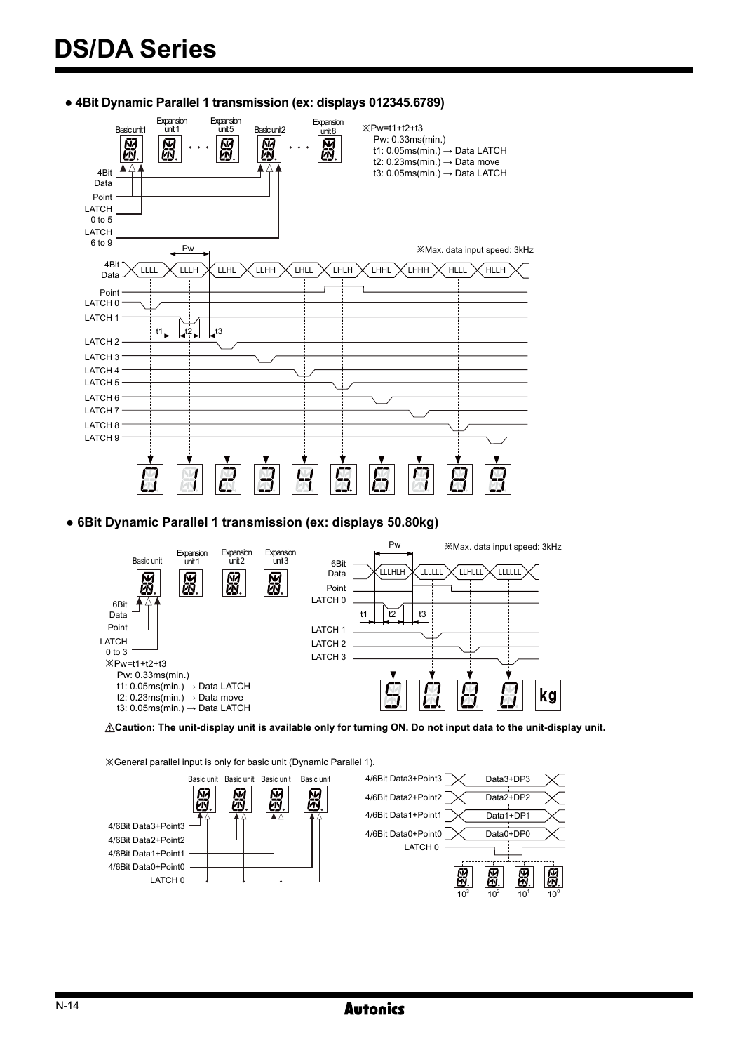- **4Bit Dynamic Parallel 1 transmission (ex: displays 012345.6789)**

Basic unit1, Expansion unit 1, Expansion unit 5, Basic unit2, Expansion unit 8

4Bit Data, Point, LATCH 0 to 5, LATCH 6 to 9

※Pw=t1+t2+t3
Pw: 0.33ms(min.)
t1: 0.05ms(min.) → Data LATCH
t2: 0.23ms(min.) → Data move
t3: 0.05ms(min.) → Data LATCH

※Max. data input speed: 3kHz

4Bit Data: LLLL, LLLH, LLHL, LLHH, LHLL, LHLH, LHHL, LHHH, HLLL, HLLH

Point, LATCH 0, LATCH 1, LATCH 2, LATCH 3, LATCH 4, LATCH 5, LATCH 6, LATCH 7, LATCH 8, LATCH 9

- **6Bit Dynamic Parallel 1 transmission (ex: displays 50.80kg)**

Basic unit, Expansion unit 1, Expansion unit 2, Expansion unit 3

6Bit Data, Point, LATCH 0 to 3

※Pw=t1+t2+t3
Pw: 0.33ms(min.)
t1: 0.05ms(min.) → Data LATCH
t2: 0.23ms(min.) → Data move
t3: 0.05ms(min.) → Data LATCH

※Max. data input speed: 3kHz

6Bit Data: LLLHLH, LLLLLL, LLHLLL, LLLLLL

Point, LATCH 0, LATCH 1, LATCH 2, LATCH 3

kg

⚠**Caution: The unit-display unit is available only for turning ON. Do not input data to the unit-display unit.**

※General parallel input is only for basic unit (Dynamic Parallel 1).

Basic unit, Basic unit, Basic unit, Basic unit

4/6Bit Data3+Point3
4/6Bit Data2+Point2
4/6Bit Data1+Point1
4/6Bit Data0+Point0
LATCH 0

4/6Bit Data3+Point3: Data3+DP3
4/6Bit Data2+Point2: Data2+DP2
4/6Bit Data1+Point1: Data1+DP1
4/6Bit Data0+Point0: Data0+DP0
LATCH 0

$10^3$ $10^2$ $10^1$ $10^0$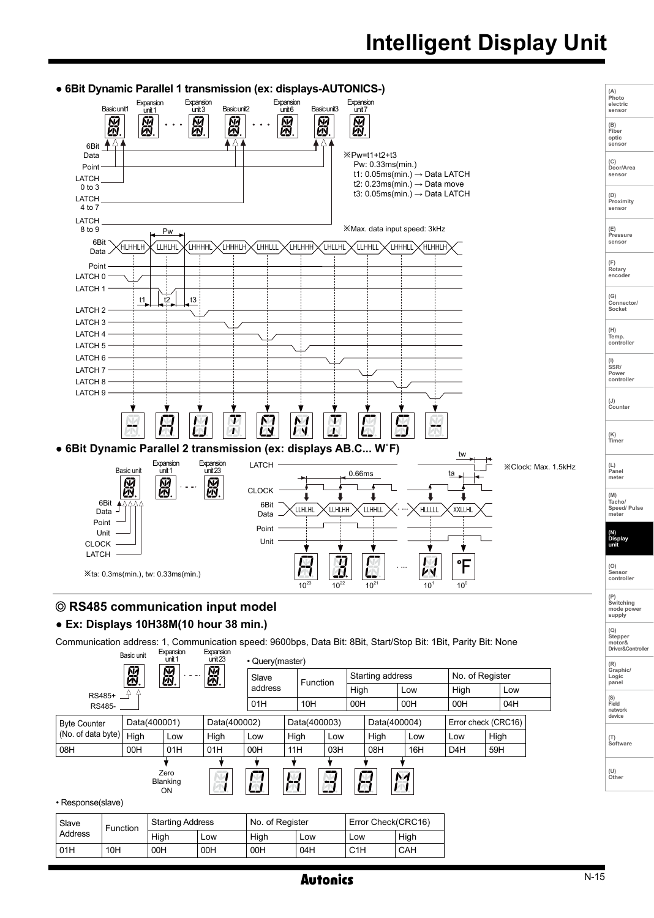# Intelligent Display Unit

● **6Bit Dynamic Parallel 1 transmission (ex: displays-AUTONICS-)**

Basic unit1, Expansion unit 1, ..., Expansion unit 3, Basic unit2, ..., Expansion unit 6, Basic unit3, Expansion unit 7

6Bit Data, Point, LATCH 0 to 3, LATCH 4 to 7, LATCH 8 to 9

※Pw=t1+t2+t3
Pw: 0.33ms(min.)
t1: 0.05ms(min.) → Data LATCH
t2: 0.23ms(min.) → Data move
t3: 0.05ms(min.) → Data LATCH

※Max. data input speed: 3kHz

6Bit Data: HLHHLH, LLHLHL, LHHHHL, LHHHLH, LHHLLL, LHLHHH, LHLLHL, LLHHLL, LHHHLL, HLHHLH

Point, LATCH 0, LATCH 1, LATCH 2, LATCH 3, LATCH 4, LATCH 5, LATCH 6, LATCH 7, LATCH 8, LATCH 9

● **6Bit Dynamic Parallel 2 transmission (ex: displays AB.C... W˚F)**

Basic unit, Expansion unit 1, ..., Expansion unit 23

6Bit Data, Point, Unit, CLOCK, LATCH

※ta: 0.3ms(min.), tw: 0.33ms(min.)

LATCH, CLOCK (0.66ms), 6Bit Data: LLHLHL, LLHLHH, LLHHLL, ..., HLLLLL, XXLLHL; Point, Unit

$10^{23}$, $10^{22}$, $10^{21}$, ..., $10^{1}$, $10^{0}$

※Clock: Max. 1.5kHz

## ◎ RS485 communication input model

● **Ex: Displays 10H38M(10 hour 38 min.)**

Communication address: 1, Communication speed: 9600bps, Data Bit: 8Bit, Start/Stop Bit: 1Bit, Parity Bit: None

Basic unit, Expansion unit 1, ..., Expansion unit 23

RS485+, RS485-

• Query(master)

| Slave address | Function | Starting address | | No. of Register | |
|---|---|---|---|---|---|
| | | High | Low | High | Low |
| 01H | 10H | 00H | 00H | 00H | 04H |

| Byte Counter (No. of data byte) | Data(400001) | | Data(400002) | | Data(400003) | | Data(400004) | | Error check (CRC16) | |
|---|---|---|---|---|---|---|---|---|---|---|
| | High | Low | High | Low | High | Low | High | Low | Low | High |
| 08H | 00H | 01H | 01H | 00H | 11H | 03H | 08H | 16H | D4H | 59H |

Zero Blanking ON

• Response(slave)

| Slave Address | Function | Starting Address | | No. of Register | | Error Check(CRC16) | |
|---|---|---|---|---|---|---|---|
| | | High | Low | High | Low | Low | High |
| 01H | 10H | 00H | 00H | 00H | 04H | C1H | CAH |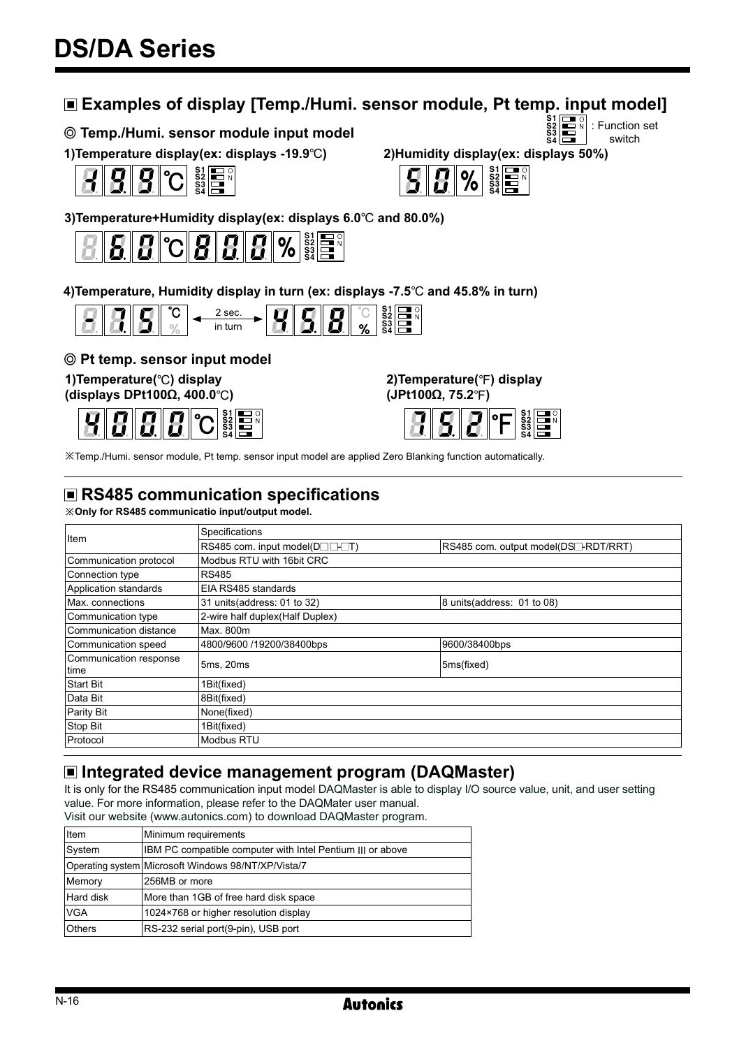# DS/DA Series

## ■ Examples of display [Temp./Humi. sensor module, Pt temp. input model]

S1 S2 S3 S4 : Function set switch

### ◎ Temp./Humi. sensor module input model

**1)Temperature display(ex: displays -19.9℃)**

**2)Humidity display(ex: displays 50%)**

**3)Temperature+Humidity display(ex: displays 6.0℃ and 80.0%)**

**4)Temperature, Humidity display in turn (ex: displays -7.5℃ and 45.8% in turn)**

2 sec. in turn

### ◎ Pt temp. sensor input model

**1)Temperature(℃) display (displays DPt100Ω, 400.0℃)**

**2)Temperature(℉) display (JPt100Ω, 75.2℉)**

※Temp./Humi. sensor module, Pt temp. sensor input model are applied Zero Blanking function automatically.

## ■ RS485 communication specifications

※**Only for RS485 communicatio input/output model.**

| Item | Specifications | |
|---|---|---|
| | RS485 com. input model(D□□-□T) | RS485 com. output model(DS□-RDT/RRT) |
| Communication protocol | Modbus RTU with 16bit CRC | |
| Connection type | RS485 | |
| Application standards | EIA RS485 standards | |
| Max. connections | 31 units(address: 01 to 32) | 8 units(address: 01 to 08) |
| Communication type | 2-wire half duplex(Half Duplex) | |
| Communication distance | Max. 800m | |
| Communication speed | 4800/9600 /19200/38400bps | 9600/38400bps |
| Communication response time | 5ms, 20ms | 5ms(fixed) |
| Start Bit | 1Bit(fixed) | |
| Data Bit | 8Bit(fixed) | |
| Parity Bit | None(fixed) | |
| Stop Bit | 1Bit(fixed) | |
| Protocol | Modbus RTU | |

## ■ Integrated device management program (DAQMaster)

It is only for the RS485 communication input model DAQMaster is able to display I/O source value, unit, and user setting value. For more information, please refer to the DAQMater user manual.
Visit our website (www.autonics.com) to download DAQMaster program.

| Item | Minimum requirements |
|---|---|
| System | IBM PC compatible computer with Intel Pentium III or above |
| Operating system | Microsoft Windows 98/NT/XP/Vista/7 |
| Memory | 256MB or more |
| Hard disk | More than 1GB of free hard disk space |
| VGA | 1024×768 or higher resolution display |
| Others | RS-232 serial port(9-pin), USB port |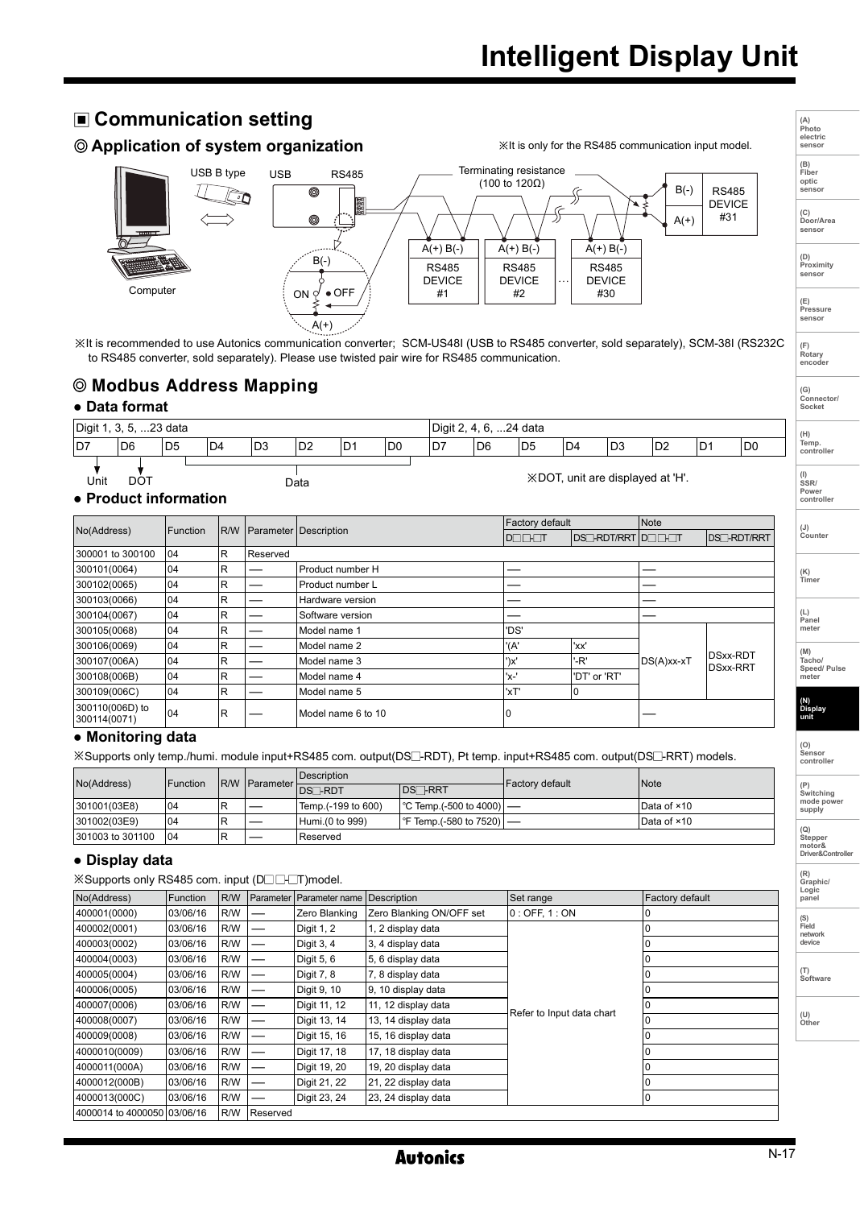## ▣ Communication setting

### ◎ Application of system organization

※It is only for the RS485 communication input model.

Computer — USB B type — USB / RS485 — Terminating resistance (100 to 120Ω) — RS485 DEVICE #1, RS485 DEVICE #2 … RS485 DEVICE #30, RS485 DEVICE #31

※It is recommended to use Autonics communication converter; SCM-US48I (USB to RS485 converter, sold separately), SCM-38I (RS232C to RS485 converter, sold separately). Please use twisted pair wire for RS485 communication.

### ◎ Modbus Address Mapping

#### ● Data format

| Digit 1, 3, 5, ...23 data | | | | | | | | Digit 2, 4, 6, ...24 data | | | | | | | |
|---|---|---|---|---|---|---|---|---|---|---|---|---|---|---|---|
| D7 | D6 | D5 | D4 | D3 | D2 | D1 | D0 | D7 | D6 | D5 | D4 | D3 | D2 | D1 | D0 |
| Unit | DOT | Data | | | | | | | | | | | | | |

※DOT, unit are displayed at 'H'.

#### ● Product information

| No(Address) | Function | R/W | Parameter | Description | Factory default | | Note | |
|---|---|---|---|---|---|---|---|---|
| | | | | | D□□-□T | DS□-RDT/RRT | D□□-□T | DS□-RDT/RRT |
| 300001 to 300100 | 04 | R | Reserved | | | | | |
| 300101(0064) | 04 | R | — | Product number H | — | | — | |
| 300102(0065) | 04 | R | — | Product number L | — | | — | |
| 300103(0066) | 04 | R | — | Hardware version | — | | — | |
| 300104(0067) | 04 | R | — | Software version | — | | — | |
| 300105(0068) | 04 | R | — | Model name 1 | 'DS' | | DS(A)xx-xT | DSxx-RDT DSxx-RRT |
| 300106(0069) | 04 | R | — | Model name 2 | '(A' | 'xx' | | |
| 300107(006A) | 04 | R | — | Model name 3 | ')x' | '-R' | | |
| 300108(006B) | 04 | R | — | Model name 4 | 'x-' | 'DT' or 'RT' | | |
| 300109(006C) | 04 | R | — | Model name 5 | 'xT' | 0 | | |
| 300110(006D) to 300114(0071) | 04 | R | — | Model name 6 to 10 | 0 | | — | |

#### ● Monitoring data

※Supports only temp./humi. module input+RS485 com. output(DS□-RDT), Pt temp. input+RS485 com. output(DS□-RRT) models.

| No(Address) | Function | R/W | Parameter | Description | | Factory default | Note |
|---|---|---|---|---|---|---|---|
| | | | | DS□-RDT | DS□-RRT | | |
| 301001(03E8) | 04 | R | — | Temp.(-199 to 600) | ℃ Temp.(-500 to 4000) | — | Data of ×10 |
| 301002(03E9) | 04 | R | — | Humi.(0 to 999) | ℉ Temp.(-580 to 7520) | — | Data of ×10 |
| 301003 to 301100 | 04 | R | — | Reserved | | | |

#### ● Display data

※Supports only RS485 com. input (D□□-□T)model.

| No(Address) | Function | R/W | Parameter | Parameter name | Description | Set range | Factory default |
|---|---|---|---|---|---|---|---|
| 400001(0000) | 03/06/16 | R/W | — | Zero Blanking | Zero Blanking ON/OFF set | 0 : OFF, 1 : ON | 0 |
| 400002(0001) | 03/06/16 | R/W | — | Digit 1, 2 | 1, 2 display data | Refer to Input data chart | 0 |
| 400003(0002) | 03/06/16 | R/W | — | Digit 3, 4 | 3, 4 display data | | 0 |
| 400004(0003) | 03/06/16 | R/W | — | Digit 5, 6 | 5, 6 display data | | 0 |
| 400005(0004) | 03/06/16 | R/W | — | Digit 7, 8 | 7, 8 display data | | 0 |
| 400006(0005) | 03/06/16 | R/W | — | Digit 9, 10 | 9, 10 display data | | 0 |
| 400007(0006) | 03/06/16 | R/W | — | Digit 11, 12 | 11, 12 display data | | 0 |
| 400008(0007) | 03/06/16 | R/W | — | Digit 13, 14 | 13, 14 display data | | 0 |
| 400009(0008) | 03/06/16 | R/W | — | Digit 15, 16 | 15, 16 display data | | 0 |
| 4000010(0009) | 03/06/16 | R/W | — | Digit 17, 18 | 17, 18 display data | | 0 |
| 4000011(000A) | 03/06/16 | R/W | — | Digit 19, 20 | 19, 20 display data | | 0 |
| 4000012(000B) | 03/06/16 | R/W | — | Digit 21, 22 | 21, 22 display data | | 0 |
| 4000013(000C) | 03/06/16 | R/W | — | Digit 23, 24 | 23, 24 display data | | 0 |
| 4000014 to 4000050 | 03/06/16 | R/W | Reserved | | | | |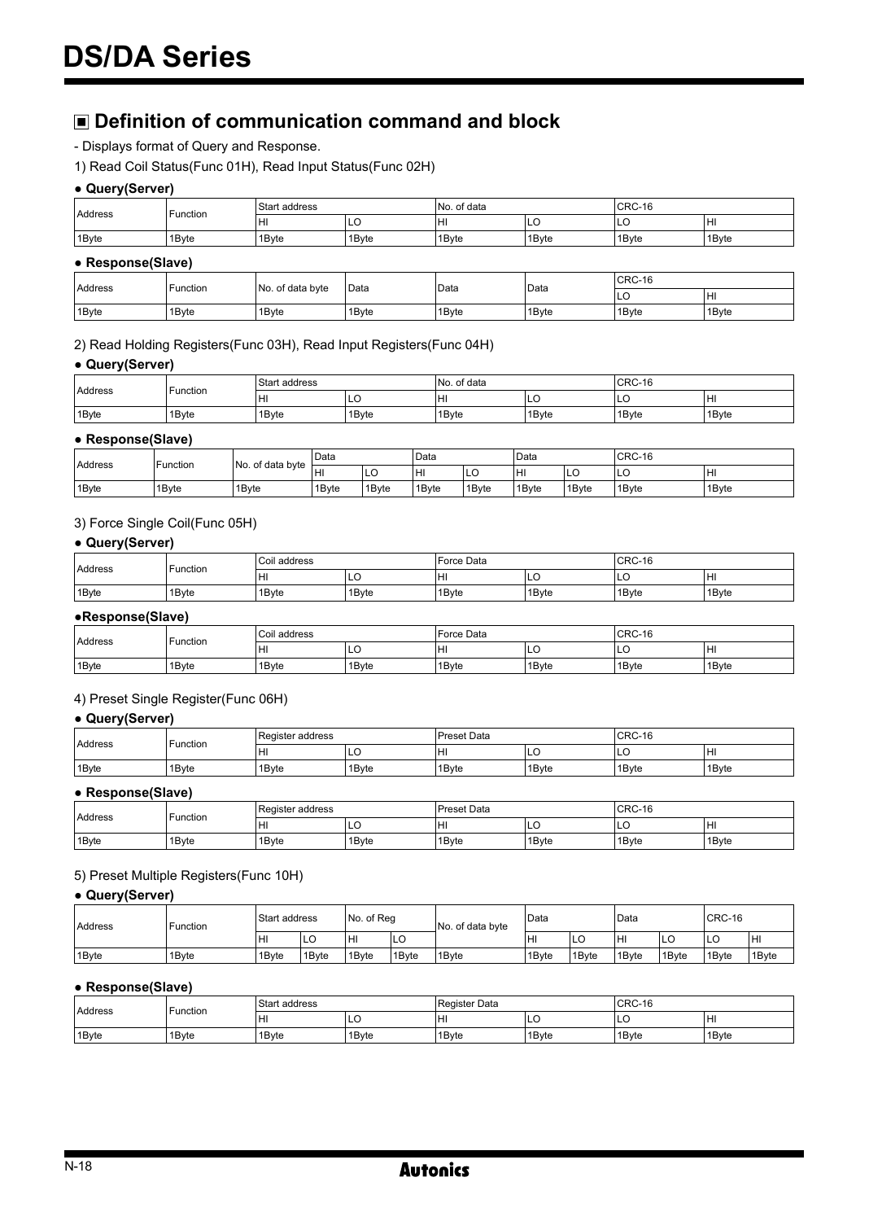# DS/DA Series

## ■ Definition of communication command and block

- Displays format of Query and Response.

1) Read Coil Status(Func 01H), Read Input Status(Func 02H)

**● Query(Server)**

| Address | Function | Start address | | No. of data | | CRC-16 | |
|---|---|---|---|---|---|---|---|
| | | HI | LO | HI | LO | LO | HI |
| 1Byte | 1Byte | 1Byte | 1Byte | 1Byte | 1Byte | 1Byte | 1Byte |

**● Response(Slave)**

| Address | Function | No. of data byte | Data | Data | Data | CRC-16 | |
|---|---|---|---|---|---|---|---|
| | | | | | | LO | HI |
| 1Byte | 1Byte | 1Byte | 1Byte | 1Byte | 1Byte | 1Byte | 1Byte |

2) Read Holding Registers(Func 03H), Read Input Registers(Func 04H)

**● Query(Server)**

| Address | Function | Start address | | No. of data | | CRC-16 | |
|---|---|---|---|---|---|---|---|
| | | HI | LO | HI | LO | LO | HI |
| 1Byte | 1Byte | 1Byte | 1Byte | 1Byte | 1Byte | 1Byte | 1Byte |

**● Response(Slave)**

| Address | Function | No. of data byte | Data | | Data | | Data | | CRC-16 | |
|---|---|---|---|---|---|---|---|---|---|---|
| | | | HI | LO | HI | LO | HI | LO | LO | HI |
| 1Byte | 1Byte | 1Byte | 1Byte | 1Byte | 1Byte | 1Byte | 1Byte | 1Byte | 1Byte | 1Byte |

3) Force Single Coil(Func 05H)

**● Query(Server)**

| Address | Function | Coil address | | Force Data | | CRC-16 | |
|---|---|---|---|---|---|---|---|
| | | HI | LO | HI | LO | LO | HI |
| 1Byte | 1Byte | 1Byte | 1Byte | 1Byte | 1Byte | 1Byte | 1Byte |

**●Response(Slave)**

| Address | Function | Coil address | | Force Data | | CRC-16 | |
|---|---|---|---|---|---|---|---|
| | | HI | LO | HI | LO | LO | HI |
| 1Byte | 1Byte | 1Byte | 1Byte | 1Byte | 1Byte | 1Byte | 1Byte |

4) Preset Single Register(Func 06H)

**● Query(Server)**

| Address | Function | Register address | | Preset Data | | CRC-16 | |
|---|---|---|---|---|---|---|---|
| | | HI | LO | HI | LO | LO | HI |
| 1Byte | 1Byte | 1Byte | 1Byte | 1Byte | 1Byte | 1Byte | 1Byte |

**● Response(Slave)**

| Address | Function | Register address | | Preset Data | | CRC-16 | |
|---|---|---|---|---|---|---|---|
| | | HI | LO | HI | LO | LO | HI |
| 1Byte | 1Byte | 1Byte | 1Byte | 1Byte | 1Byte | 1Byte | 1Byte |

5) Preset Multiple Registers(Func 10H)

**● Query(Server)**

| Address | Function | Start address | | No. of Reg | | No. of data byte | Data | | Data | | CRC-16 | |
|---|---|---|---|---|---|---|---|---|---|---|---|---|
| | | HI | LO | HI | LO | | HI | LO | HI | LO | LO | HI |
| 1Byte | 1Byte | 1Byte | 1Byte | 1Byte | 1Byte | 1Byte | 1Byte | 1Byte | 1Byte | 1Byte | 1Byte | 1Byte |

**● Response(Slave)**

| Address | Function | Start address | | Register Data | | CRC-16 | |
|---|---|---|---|---|---|---|---|
| | | HI | LO | HI | LO | LO | HI |
| 1Byte | 1Byte | 1Byte | 1Byte | 1Byte | 1Byte | 1Byte | 1Byte |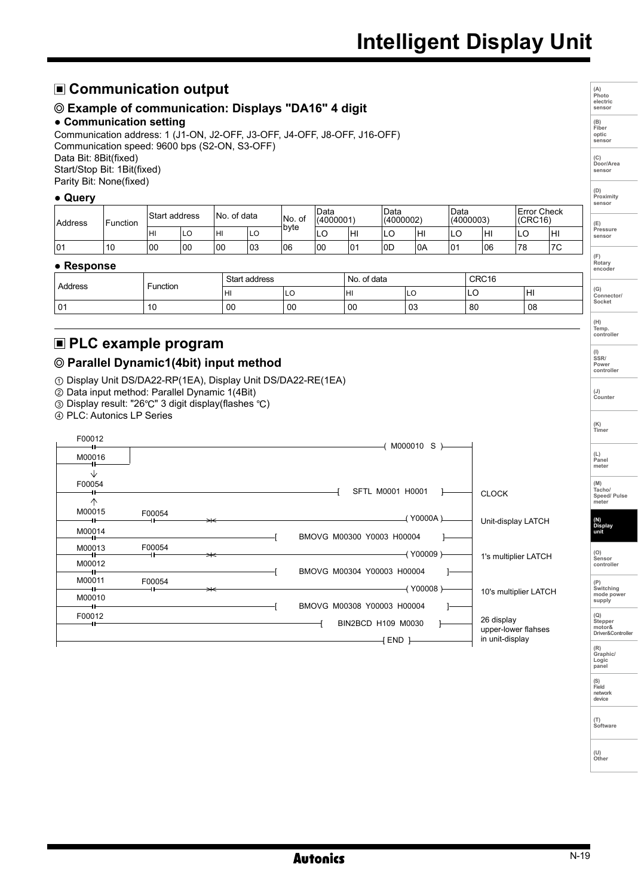## ■ Communication output

### ◎ Example of communication: Displays "DA16" 4 digit

**● Communication setting**

Communication address: 1 (J1-ON, J2-OFF, J3-OFF, J4-OFF, J8-OFF, J16-OFF)
Communication speed: 9600 bps (S2-ON, S3-OFF)
Data Bit: 8Bit(fixed)
Start/Stop Bit: 1Bit(fixed)
Parity Bit: None(fixed)

**● Query**

| Address | Function | Start address | | No. of data | | No. of byte | Data (4000001) | | Data (4000002) | | Data (4000003) | | Error Check (CRC16) | |
|---|---|---|---|---|---|---|---|---|---|---|---|---|---|---|
| | | HI | LO | HI | LO | | LO | HI | LO | HI | LO | HI | LO | HI |
| 01 | 10 | 00 | 00 | 00 | 03 | 06 | 00 | 01 | 0D | 0A | 01 | 06 | 78 | 7C |

**● Response**

| Address | Function | Start address | | No. of data | | CRC16 | |
|---|---|---|---|---|---|---|---|
| | | HI | LO | HI | LO | LO | HI |
| 01 | 10 | 00 | 00 | 00 | 03 | 80 | 08 |

## ■ PLC example program

### ◎ Parallel Dynamic1(4bit) input method

① Display Unit DS/DA22-RP(1EA), Display Unit DS/DA22-RE(1EA)
② Data input method: Parallel Dynamic 1(4Bit)
③ Display result: "26℃" 3 digit display(flashes ℃)
④ PLC: Autonics LP Series

```
F00012                                              ( M000010  S )
M00016
  ↓
F00054                                      [ SFTL  M0001  H0001 ]        CLOCK
  ↑
M00015     F00054                                     ( Y0000A )          Unit-display LATCH
M00014                          [ BMOVG  M00300  Y0003  H00004 ]
M00013     F00054                                     ( Y00009 )          1's multiplier LATCH
M00012                          [ BMOVG  M00304  Y00003  H00004 ]
M00011     F00054                                     ( Y00008 )          10's multiplier LATCH
M00010                          [ BMOVG  M00308  Y00003  H00004 ]
F00012                                  [ BIN2BCD  H109  M0030 ]          26 display
                                                                          upper-lower flahses
                                                      [ END ]             in unit-display
```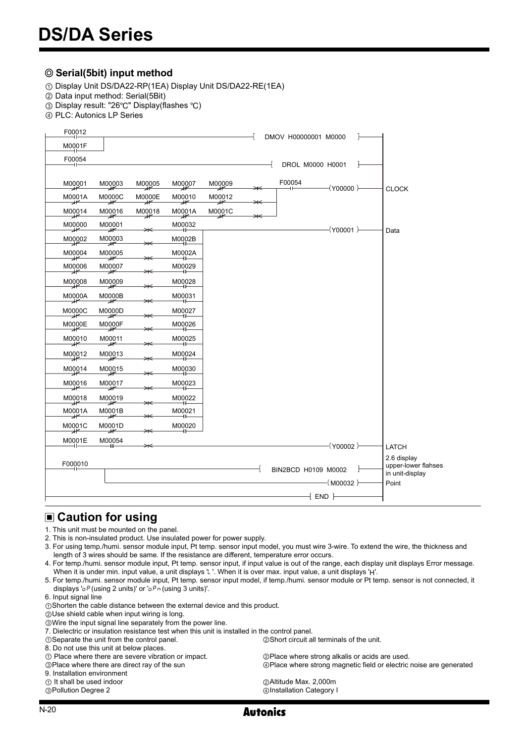# DS/DA Series

## ◎ Serial(5bit) input method

① Display Unit DS/DA22-RP(1EA) Display Unit DS/DA22-RE(1EA)
② Data input method: Serial(5Bit)
③ Display result: "26℃" Display(flashes ℃)
④ PLC: Autonics LP Series

F00012
M0001F
F00054
DMOV H00000001 M0000
DROL M0000 H0001
M00001 M00003 M00005 M00007 M00009
M0001A M0000C M0000E M00010 M00012
M00014 M00016 M00018 M0001A M0001C
F00054
Y00000
CLOCK
M00000 M00001 M00032
M00002 M00003 M0002B
M00004 M00005 M0002A
M00006 M00007 M00029
M00008 M00009 M00028
M0000A M0000B M00031
M0000C M0000D M00027
M0000E M0000F M00026
M00010 M00011 M00025
M00012 M00013 M00024
M00014 M00015 M00030
M00016 M00017 M00023
M00018 M00019 M00022
M0001A M0001B M00021
M0001C M0001D M00020
Y00001
Data
M0001E M00054
Y00002
LATCH
F000010
BIN2BCD H0109 M0002
2.6 display upper-lower flahses in unit-display
M00032
Point
END

## ▣ Caution for using

1. This unit must be mounted on the panel.
2. This is non-insulated product. Use insulated power for power supply.
3. For using temp./humi. sensor module input, Pt temp. sensor input model, you must wire 3-wire. To extend the wire, the thickness and length of 3 wires should be same. If the resistance are different, temperature error occurs.
4. For temp./humi. sensor module input, Pt temp. sensor input, if input value is out of the range, each display unit displays Error message. When it is under min. input value, a unit displays 'L '. When it is over max. input value, a unit displays 'H'.
5. For temp./humi. sensor module input, Pt temp. sensor input model, if temp./humi. sensor module or Pt temp. sensor is not connected, it displays 'oP (using 2 units)' or 'oPn (using 3 units)'.
6. Input signal line
①Shorten the cable distance between the external device and this product.
②Use shield cable when input wiring is long.
③Wire the input signal line separately from the power line.
7. Dielectric or insulation resistance test when this unit is installed in the control panel.
①Separate the unit from the control panel.
②Short circuit all terminals of the unit.
8. Do not use this unit at below places.
① Place where there are severe vibration or impact.
②Place where strong alkalis or acids are used.
③Place where there are direct ray of the sun
④Place where strong magnetic field or electric noise are generated
9. Installation environment
① It shall be used indoor
②Altitude Max. 2,000m
③Pollution Degree 2
④Installation Category I